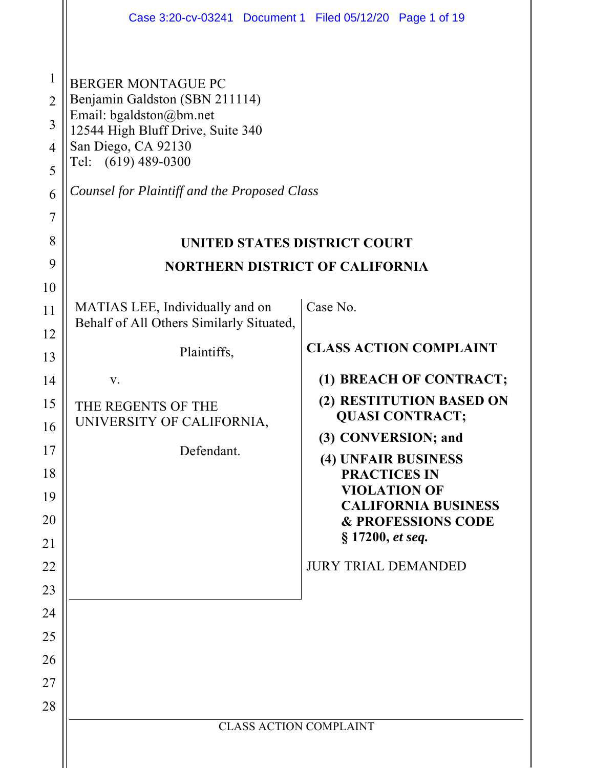BERGER MONTAGUE PC
Benjamin Galdston (SBN 211114)
Email: bgaldston@bm.net
12544 High Bluff Drive, Suite 340
San Diego, CA 92130
Tel: (619) 489-0300

*Counsel for Plaintiff and the Proposed Class*

**UNITED STATES DISTRICT COURT**

**NORTHERN DISTRICT OF CALIFORNIA**

| | |
|---|---|
| MATIAS LEE, Individually and on Behalf of All Others Similarly Situated,<br><br>Plaintiffs,<br><br>v.<br><br>THE REGENTS OF THE UNIVERSITY OF CALIFORNIA,<br><br>Defendant. | Case No.<br><br>**CLASS ACTION COMPLAINT**<br><br>**(1) BREACH OF CONTRACT;**<br>**(2) RESTITUTION BASED ON QUASI CONTRACT;**<br>**(3) CONVERSION; and**<br>**(4) UNFAIR BUSINESS PRACTICES IN VIOLATION OF CALIFORNIA BUSINESS & PROFESSIONS CODE § 17200, *et seq.***<br><br>JURY TRIAL DEMANDED |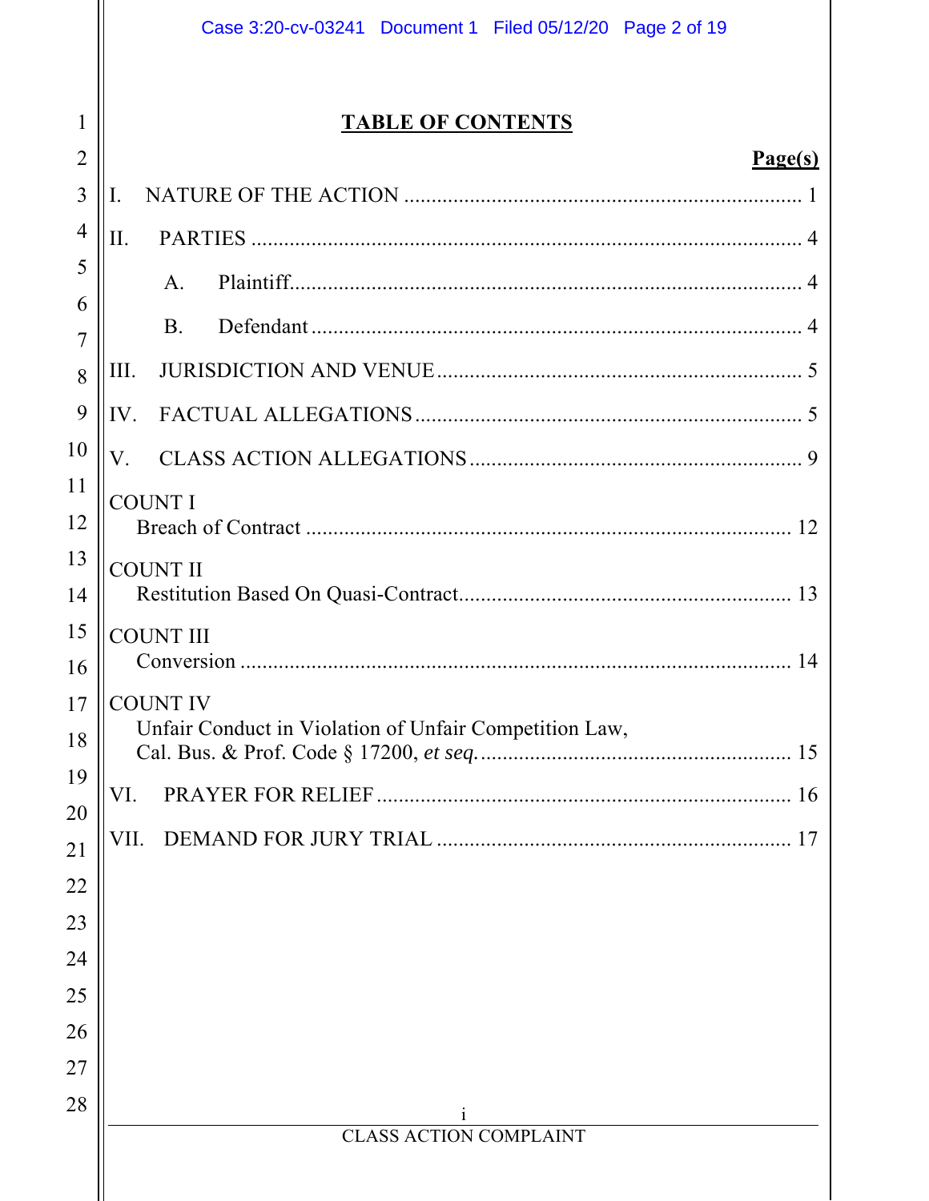# TABLE OF CONTENTS

| | Page(s) |
|---|---|
| I. NATURE OF THE ACTION | 1 |
| II. PARTIES | 4 |
| A. Plaintiff | 4 |
| B. Defendant | 4 |
| III. JURISDICTION AND VENUE | 5 |
| IV. FACTUAL ALLEGATIONS | 5 |
| V. CLASS ACTION ALLEGATIONS | 9 |
| COUNT I Breach of Contract | 12 |
| COUNT II Restitution Based On Quasi-Contract | 13 |
| COUNT III Conversion | 14 |
| COUNT IV Unfair Conduct in Violation of Unfair Competition Law, Cal. Bus. & Prof. Code § 17200, *et seq.* | 15 |
| VI. PRAYER FOR RELIEF | 16 |
| VII. DEMAND FOR JURY TRIAL | 17 |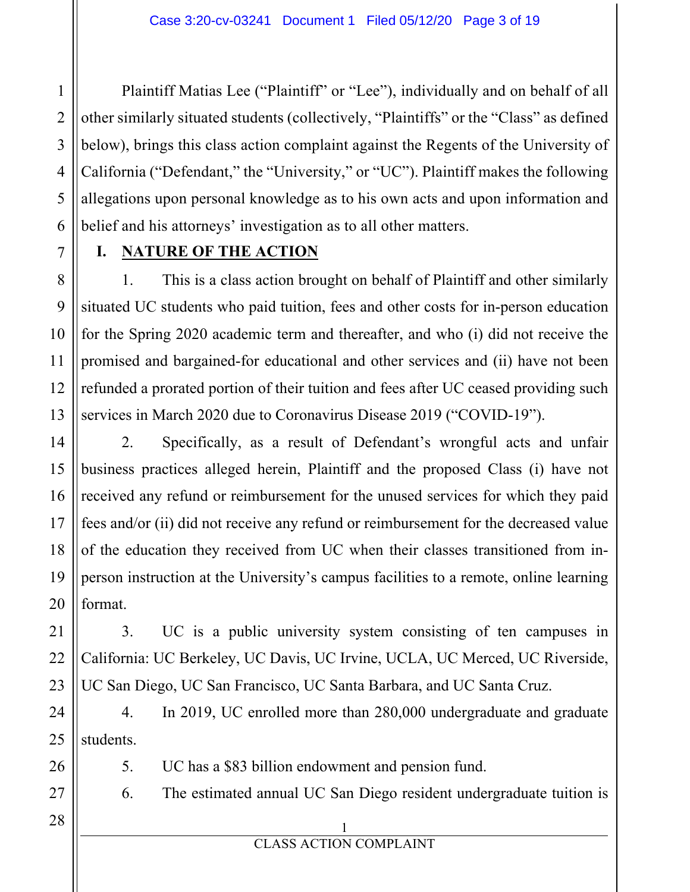Plaintiff Matias Lee ("Plaintiff" or "Lee"), individually and on behalf of all other similarly situated students (collectively, "Plaintiffs" or the "Class" as defined below), brings this class action complaint against the Regents of the University of California ("Defendant," the "University," or "UC"). Plaintiff makes the following allegations upon personal knowledge as to his own acts and upon information and belief and his attorneys' investigation as to all other matters.

## I. NATURE OF THE ACTION

1. This is a class action brought on behalf of Plaintiff and other similarly situated UC students who paid tuition, fees and other costs for in-person education for the Spring 2020 academic term and thereafter, and who (i) did not receive the promised and bargained-for educational and other services and (ii) have not been refunded a prorated portion of their tuition and fees after UC ceased providing such services in March 2020 due to Coronavirus Disease 2019 ("COVID-19").

2. Specifically, as a result of Defendant's wrongful acts and unfair business practices alleged herein, Plaintiff and the proposed Class (i) have not received any refund or reimbursement for the unused services for which they paid fees and/or (ii) did not receive any refund or reimbursement for the decreased value of the education they received from UC when their classes transitioned from in-person instruction at the University's campus facilities to a remote, online learning format.

3. UC is a public university system consisting of ten campuses in California: UC Berkeley, UC Davis, UC Irvine, UCLA, UC Merced, UC Riverside, UC San Diego, UC San Francisco, UC Santa Barbara, and UC Santa Cruz.

4. In 2019, UC enrolled more than 280,000 undergraduate and graduate students.

5. UC has a $83 billion endowment and pension fund.

6. The estimated annual UC San Diego resident undergraduate tuition is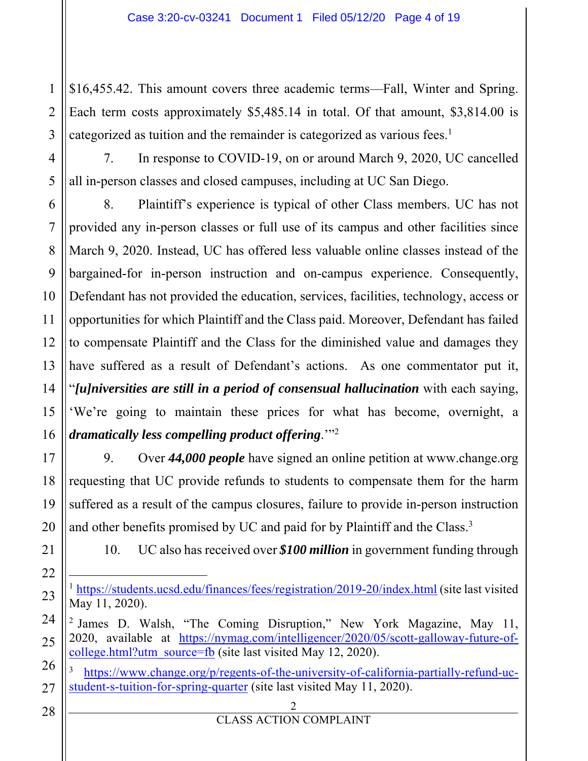$16,455.42. This amount covers three academic terms—Fall, Winter and Spring. Each term costs approximately $5,485.14 in total. Of that amount, $3,814.00 is categorized as tuition and the remainder is categorized as various fees.[1]

7. In response to COVID-19, on or around March 9, 2020, UC cancelled all in-person classes and closed campuses, including at UC San Diego.

8. Plaintiff's experience is typical of other Class members. UC has not provided any in-person classes or full use of its campus and other facilities since March 9, 2020. Instead, UC has offered less valuable online classes instead of the bargained-for in-person instruction and on-campus experience. Consequently, Defendant has not provided the education, services, facilities, technology, access or opportunities for which Plaintiff and the Class paid. Moreover, Defendant has failed to compensate Plaintiff and the Class for the diminished value and damages they have suffered as a result of Defendant's actions. As one commentator put it, "***[u]niversities are still in a period of consensual hallucination*** with each saying, 'We're going to maintain these prices for what has become, overnight, a ***dramatically less compelling product offering***.'"[2]

9. Over ***44,000 people*** have signed an online petition at www.change.org requesting that UC provide refunds to students to compensate them for the harm suffered as a result of the campus closures, failure to provide in-person instruction and other benefits promised by UC and paid for by Plaintiff and the Class.[3]

10. UC also has received over ***$100 million*** in government funding through

---

[1] https://students.ucsd.edu/finances/fees/registration/2019-20/index.html (site last visited May 11, 2020).

[2] James D. Walsh, "The Coming Disruption," New York Magazine, May 11, 2020, available at https://nymag.com/intelligencer/2020/05/scott-galloway-future-of-college.html?utm_source=fb (site last visited May 12, 2020).

[3] https://www.change.org/p/regents-of-the-university-of-california-partially-refund-uc-student-s-tuition-for-spring-quarter (site last visited May 11, 2020).

CLASS ACTION COMPLAINT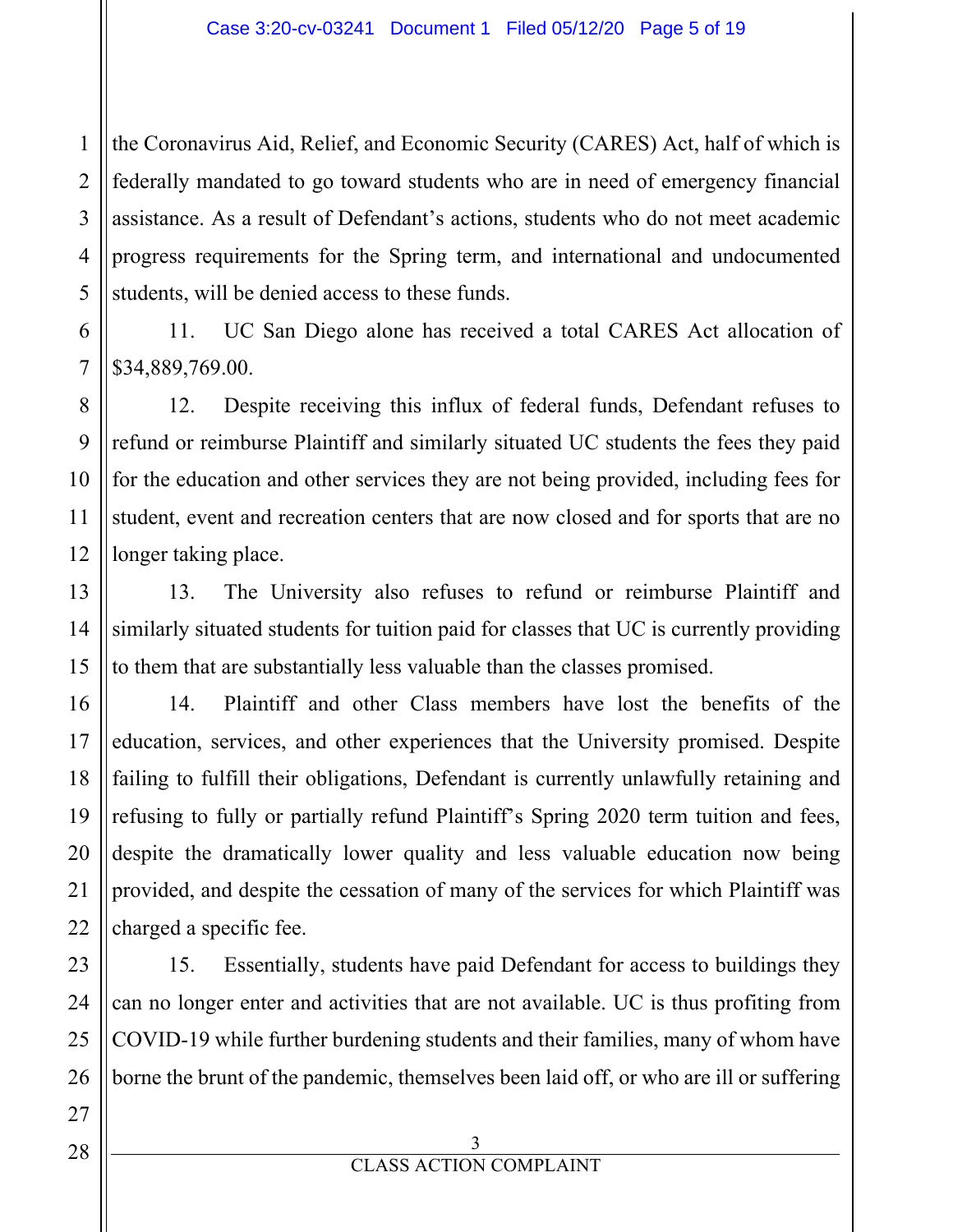the Coronavirus Aid, Relief, and Economic Security (CARES) Act, half of which is federally mandated to go toward students who are in need of emergency financial assistance. As a result of Defendant's actions, students who do not meet academic progress requirements for the Spring term, and international and undocumented students, will be denied access to these funds.

11. UC San Diego alone has received a total CARES Act allocation of $34,889,769.00.

12. Despite receiving this influx of federal funds, Defendant refuses to refund or reimburse Plaintiff and similarly situated UC students the fees they paid for the education and other services they are not being provided, including fees for student, event and recreation centers that are now closed and for sports that are no longer taking place.

13. The University also refuses to refund or reimburse Plaintiff and similarly situated students for tuition paid for classes that UC is currently providing to them that are substantially less valuable than the classes promised.

14. Plaintiff and other Class members have lost the benefits of the education, services, and other experiences that the University promised. Despite failing to fulfill their obligations, Defendant is currently unlawfully retaining and refusing to fully or partially refund Plaintiff's Spring 2020 term tuition and fees, despite the dramatically lower quality and less valuable education now being provided, and despite the cessation of many of the services for which Plaintiff was charged a specific fee.

15. Essentially, students have paid Defendant for access to buildings they can no longer enter and activities that are not available. UC is thus profiting from COVID-19 while further burdening students and their families, many of whom have borne the brunt of the pandemic, themselves been laid off, or who are ill or suffering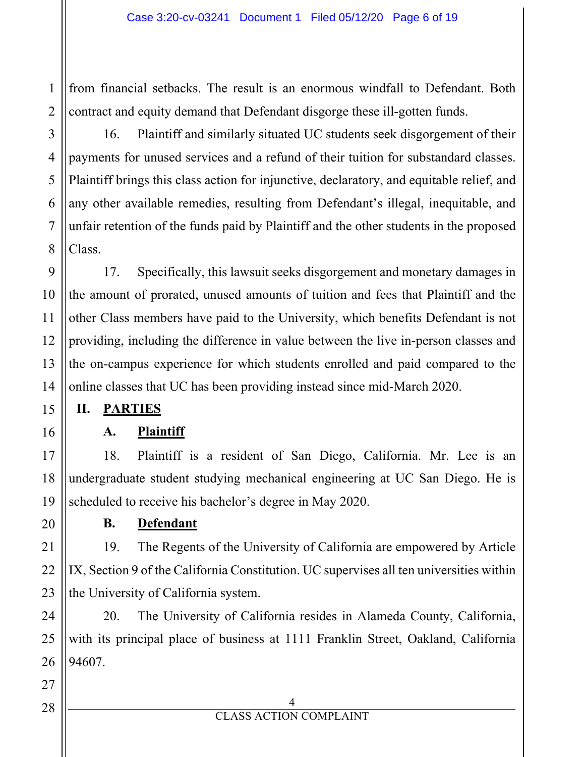from financial setbacks. The result is an enormous windfall to Defendant. Both contract and equity demand that Defendant disgorge these ill-gotten funds.

16. Plaintiff and similarly situated UC students seek disgorgement of their payments for unused services and a refund of their tuition for substandard classes. Plaintiff brings this class action for injunctive, declaratory, and equitable relief, and any other available remedies, resulting from Defendant's illegal, inequitable, and unfair retention of the funds paid by Plaintiff and the other students in the proposed Class.

17. Specifically, this lawsuit seeks disgorgement and monetary damages in the amount of prorated, unused amounts of tuition and fees that Plaintiff and the other Class members have paid to the University, which benefits Defendant is not providing, including the difference in value between the live in-person classes and the on-campus experience for which students enrolled and paid compared to the online classes that UC has been providing instead since mid-March 2020.

## II. PARTIES

### A. Plaintiff

18. Plaintiff is a resident of San Diego, California. Mr. Lee is an undergraduate student studying mechanical engineering at UC San Diego. He is scheduled to receive his bachelor's degree in May 2020.

### B. Defendant

19. The Regents of the University of California are empowered by Article IX, Section 9 of the California Constitution. UC supervises all ten universities within the University of California system.

20. The University of California resides in Alameda County, California, with its principal place of business at 1111 Franklin Street, Oakland, California 94607.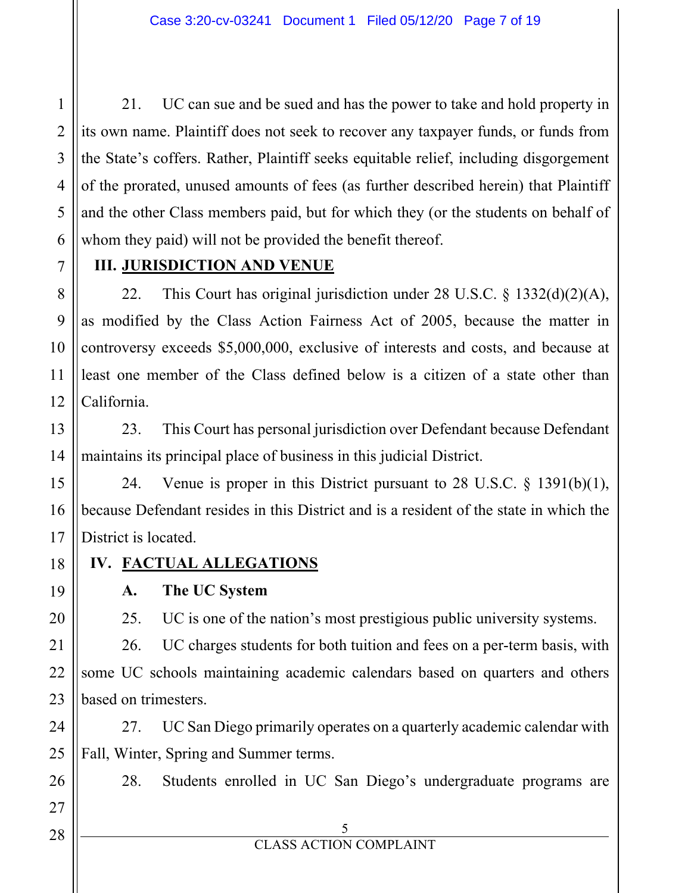21. UC can sue and be sued and has the power to take and hold property in its own name. Plaintiff does not seek to recover any taxpayer funds, or funds from the State's coffers. Rather, Plaintiff seeks equitable relief, including disgorgement of the prorated, unused amounts of fees (as further described herein) that Plaintiff and the other Class members paid, but for which they (or the students on behalf of whom they paid) will not be provided the benefit thereof.

## III. JURISDICTION AND VENUE

22. This Court has original jurisdiction under 28 U.S.C. § 1332(d)(2)(A), as modified by the Class Action Fairness Act of 2005, because the matter in controversy exceeds $5,000,000, exclusive of interests and costs, and because at least one member of the Class defined below is a citizen of a state other than California.

23. This Court has personal jurisdiction over Defendant because Defendant maintains its principal place of business in this judicial District.

24. Venue is proper in this District pursuant to 28 U.S.C. § 1391(b)(1), because Defendant resides in this District and is a resident of the state in which the District is located.

## IV. FACTUAL ALLEGATIONS

### A. The UC System

25. UC is one of the nation's most prestigious public university systems.

26. UC charges students for both tuition and fees on a per-term basis, with some UC schools maintaining academic calendars based on quarters and others based on trimesters.

27. UC San Diego primarily operates on a quarterly academic calendar with Fall, Winter, Spring and Summer terms.

28. Students enrolled in UC San Diego's undergraduate programs are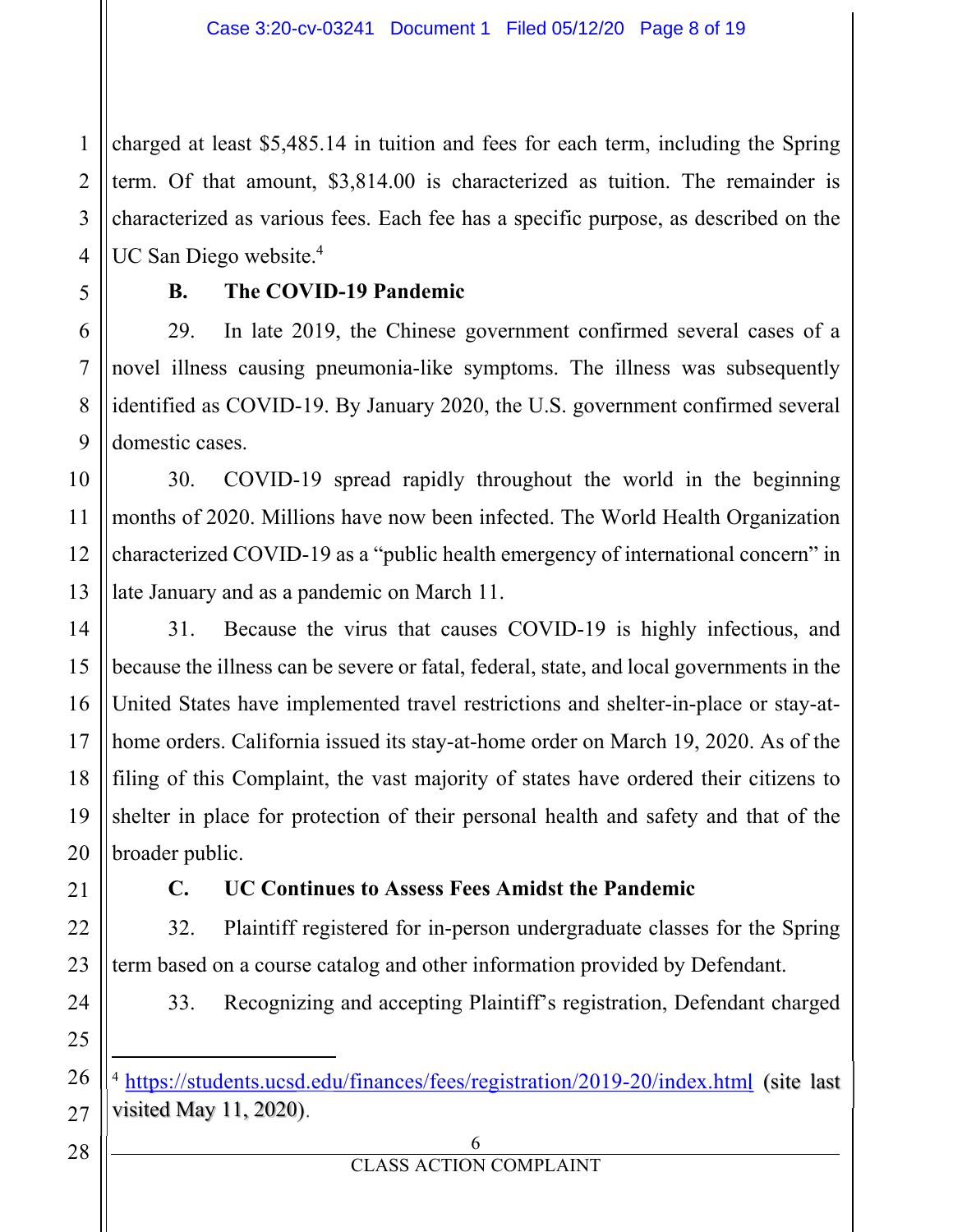charged at least $5,485.14 in tuition and fees for each term, including the Spring term. Of that amount, $3,814.00 is characterized as tuition. The remainder is characterized as various fees. Each fee has a specific purpose, as described on the UC San Diego website.[4]

### B. The COVID-19 Pandemic

29. In late 2019, the Chinese government confirmed several cases of a novel illness causing pneumonia-like symptoms. The illness was subsequently identified as COVID-19. By January 2020, the U.S. government confirmed several domestic cases.

30. COVID-19 spread rapidly throughout the world in the beginning months of 2020. Millions have now been infected. The World Health Organization characterized COVID-19 as a "public health emergency of international concern" in late January and as a pandemic on March 11.

31. Because the virus that causes COVID-19 is highly infectious, and because the illness can be severe or fatal, federal, state, and local governments in the United States have implemented travel restrictions and shelter-in-place or stay-at-home orders. California issued its stay-at-home order on March 19, 2020. As of the filing of this Complaint, the vast majority of states have ordered their citizens to shelter in place for protection of their personal health and safety and that of the broader public.

### C. UC Continues to Assess Fees Amidst the Pandemic

32. Plaintiff registered for in-person undergraduate classes for the Spring term based on a course catalog and other information provided by Defendant.

33. Recognizing and accepting Plaintiff's registration, Defendant charged

---

[4] https://students.ucsd.edu/finances/fees/registration/2019-20/index.html (site last visited May 11, 2020).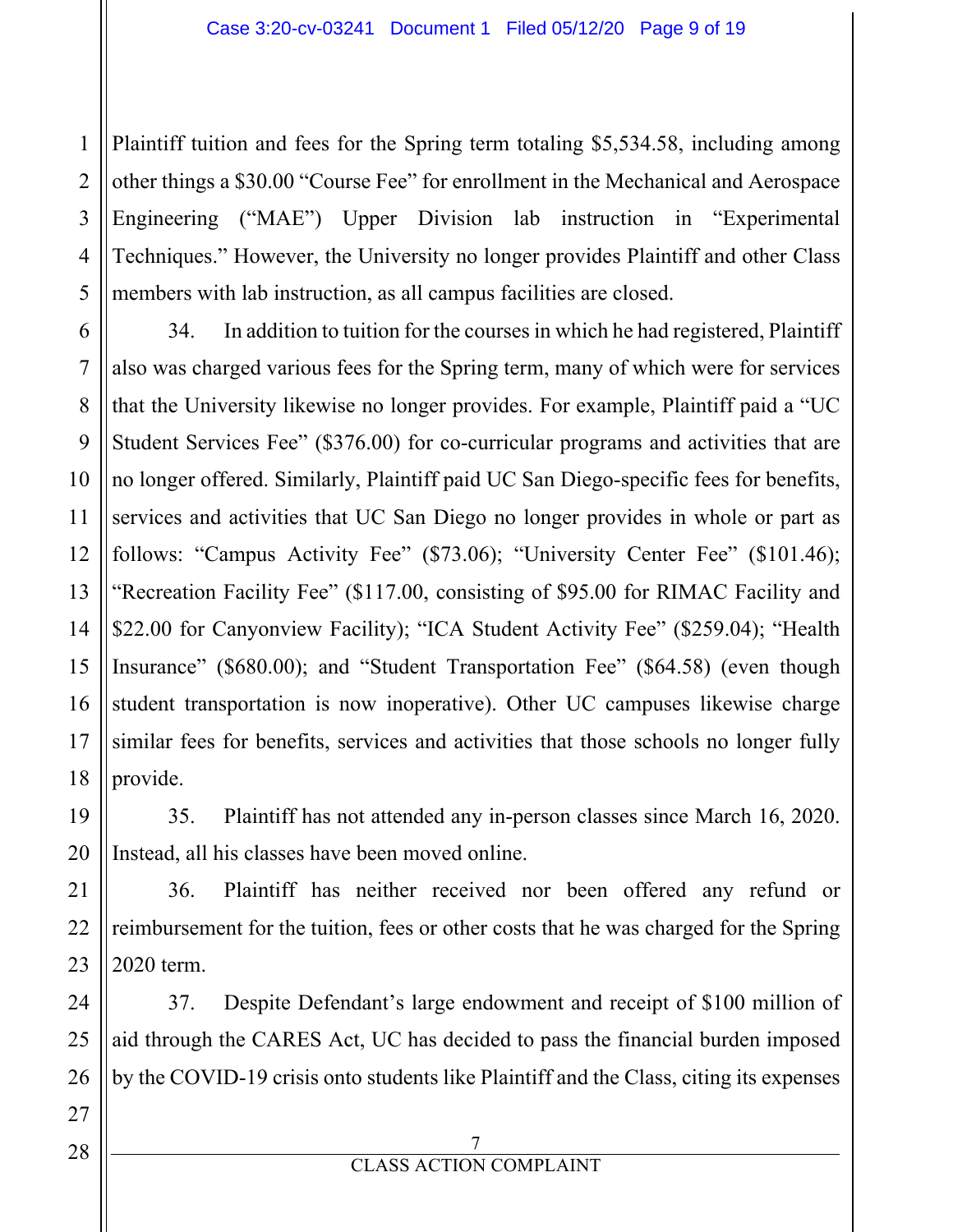Plaintiff tuition and fees for the Spring term totaling $5,534.58, including among other things a $30.00 "Course Fee" for enrollment in the Mechanical and Aerospace Engineering ("MAE") Upper Division lab instruction in "Experimental Techniques." However, the University no longer provides Plaintiff and other Class members with lab instruction, as all campus facilities are closed.

34. In addition to tuition for the courses in which he had registered, Plaintiff also was charged various fees for the Spring term, many of which were for services that the University likewise no longer provides. For example, Plaintiff paid a "UC Student Services Fee" ($376.00) for co-curricular programs and activities that are no longer offered. Similarly, Plaintiff paid UC San Diego-specific fees for benefits, services and activities that UC San Diego no longer provides in whole or part as follows: "Campus Activity Fee" ($73.06); "University Center Fee" ($101.46); "Recreation Facility Fee" ($117.00, consisting of $95.00 for RIMAC Facility and $22.00 for Canyonview Facility); "ICA Student Activity Fee" ($259.04); "Health Insurance" ($680.00); and "Student Transportation Fee" ($64.58) (even though student transportation is now inoperative). Other UC campuses likewise charge similar fees for benefits, services and activities that those schools no longer fully provide.

35. Plaintiff has not attended any in-person classes since March 16, 2020. Instead, all his classes have been moved online.

36. Plaintiff has neither received nor been offered any refund or reimbursement for the tuition, fees or other costs that he was charged for the Spring 2020 term.

37. Despite Defendant's large endowment and receipt of $100 million of aid through the CARES Act, UC has decided to pass the financial burden imposed by the COVID-19 crisis onto students like Plaintiff and the Class, citing its expenses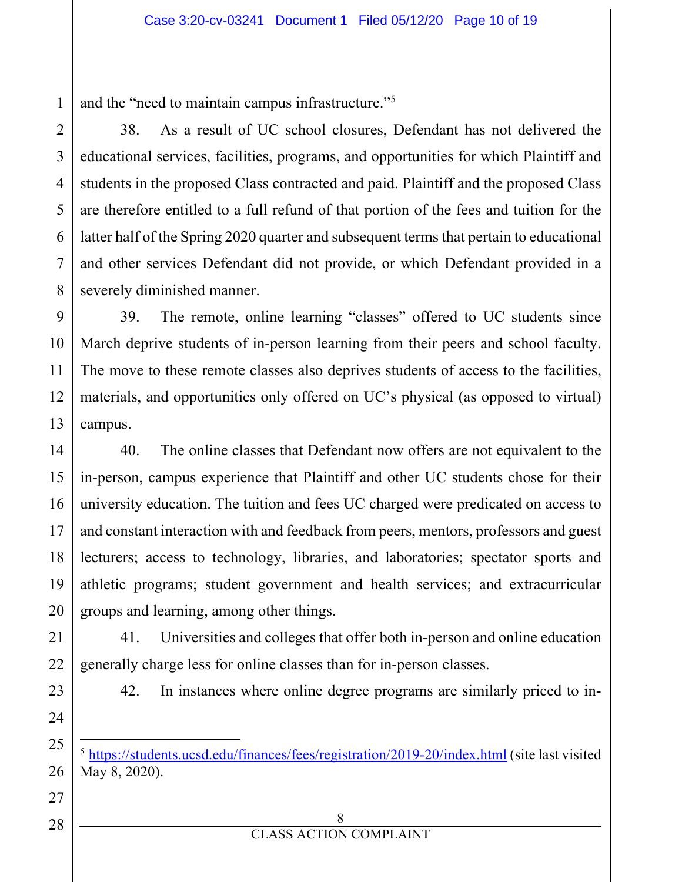and the "need to maintain campus infrastructure."[5]

38. As a result of UC school closures, Defendant has not delivered the educational services, facilities, programs, and opportunities for which Plaintiff and students in the proposed Class contracted and paid. Plaintiff and the proposed Class are therefore entitled to a full refund of that portion of the fees and tuition for the latter half of the Spring 2020 quarter and subsequent terms that pertain to educational and other services Defendant did not provide, or which Defendant provided in a severely diminished manner.

39. The remote, online learning "classes" offered to UC students since March deprive students of in-person learning from their peers and school faculty. The move to these remote classes also deprives students of access to the facilities, materials, and opportunities only offered on UC's physical (as opposed to virtual) campus.

40. The online classes that Defendant now offers are not equivalent to the in-person, campus experience that Plaintiff and other UC students chose for their university education. The tuition and fees UC charged were predicated on access to and constant interaction with and feedback from peers, mentors, professors and guest lecturers; access to technology, libraries, and laboratories; spectator sports and athletic programs; student government and health services; and extracurricular groups and learning, among other things.

41. Universities and colleges that offer both in-person and online education generally charge less for online classes than for in-person classes.

42. In instances where online degree programs are similarly priced to in-

---

[5] https://students.ucsd.edu/finances/fees/registration/2019-20/index.html (site last visited May 8, 2020).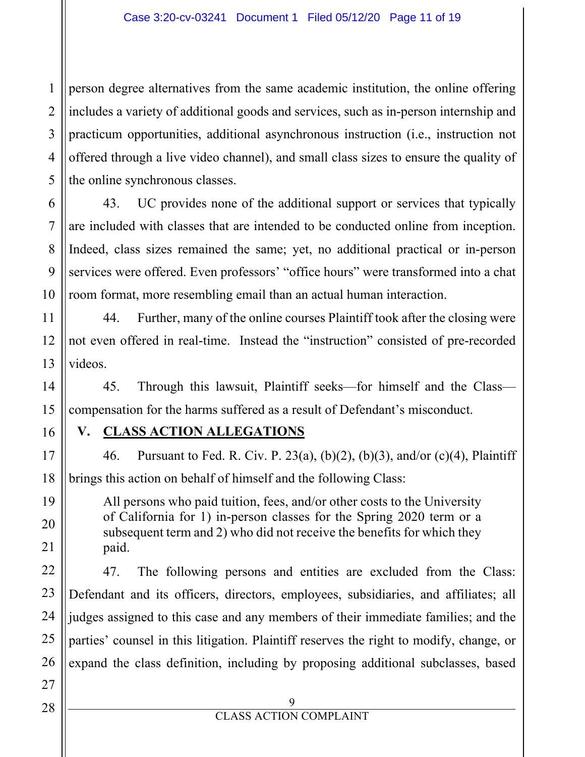person degree alternatives from the same academic institution, the online offering includes a variety of additional goods and services, such as in-person internship and practicum opportunities, additional asynchronous instruction (i.e., instruction not offered through a live video channel), and small class sizes to ensure the quality of the online synchronous classes.

43. UC provides none of the additional support or services that typically are included with classes that are intended to be conducted online from inception. Indeed, class sizes remained the same; yet, no additional practical or in-person services were offered. Even professors' "office hours" were transformed into a chat room format, more resembling email than an actual human interaction.

44. Further, many of the online courses Plaintiff took after the closing were not even offered in real-time. Instead the "instruction" consisted of pre-recorded videos.

45. Through this lawsuit, Plaintiff seeks—for himself and the Class—compensation for the harms suffered as a result of Defendant's misconduct.

## V. CLASS ACTION ALLEGATIONS

46. Pursuant to Fed. R. Civ. P. 23(a), (b)(2), (b)(3), and/or (c)(4), Plaintiff brings this action on behalf of himself and the following Class:

> All persons who paid tuition, fees, and/or other costs to the University of California for 1) in-person classes for the Spring 2020 term or a subsequent term and 2) who did not receive the benefits for which they paid.

47. The following persons and entities are excluded from the Class: Defendant and its officers, directors, employees, subsidiaries, and affiliates; all judges assigned to this case and any members of their immediate families; and the parties' counsel in this litigation. Plaintiff reserves the right to modify, change, or expand the class definition, including by proposing additional subclasses, based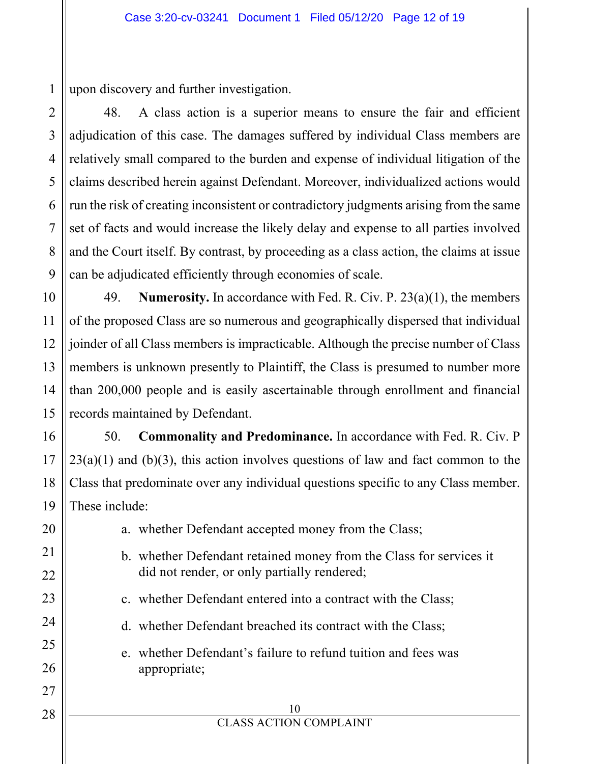upon discovery and further investigation.

48. A class action is a superior means to ensure the fair and efficient adjudication of this case. The damages suffered by individual Class members are relatively small compared to the burden and expense of individual litigation of the claims described herein against Defendant. Moreover, individualized actions would run the risk of creating inconsistent or contradictory judgments arising from the same set of facts and would increase the likely delay and expense to all parties involved and the Court itself. By contrast, by proceeding as a class action, the claims at issue can be adjudicated efficiently through economies of scale.

49. **Numerosity.** In accordance with Fed. R. Civ. P. 23(a)(1), the members of the proposed Class are so numerous and geographically dispersed that individual joinder of all Class members is impracticable. Although the precise number of Class members is unknown presently to Plaintiff, the Class is presumed to number more than 200,000 people and is easily ascertainable through enrollment and financial records maintained by Defendant.

50. **Commonality and Predominance.** In accordance with Fed. R. Civ. P 23(a)(1) and (b)(3), this action involves questions of law and fact common to the Class that predominate over any individual questions specific to any Class member. These include:

a. whether Defendant accepted money from the Class;

b. whether Defendant retained money from the Class for services it did not render, or only partially rendered;

c. whether Defendant entered into a contract with the Class;

d. whether Defendant breached its contract with the Class;

e. whether Defendant's failure to refund tuition and fees was appropriate;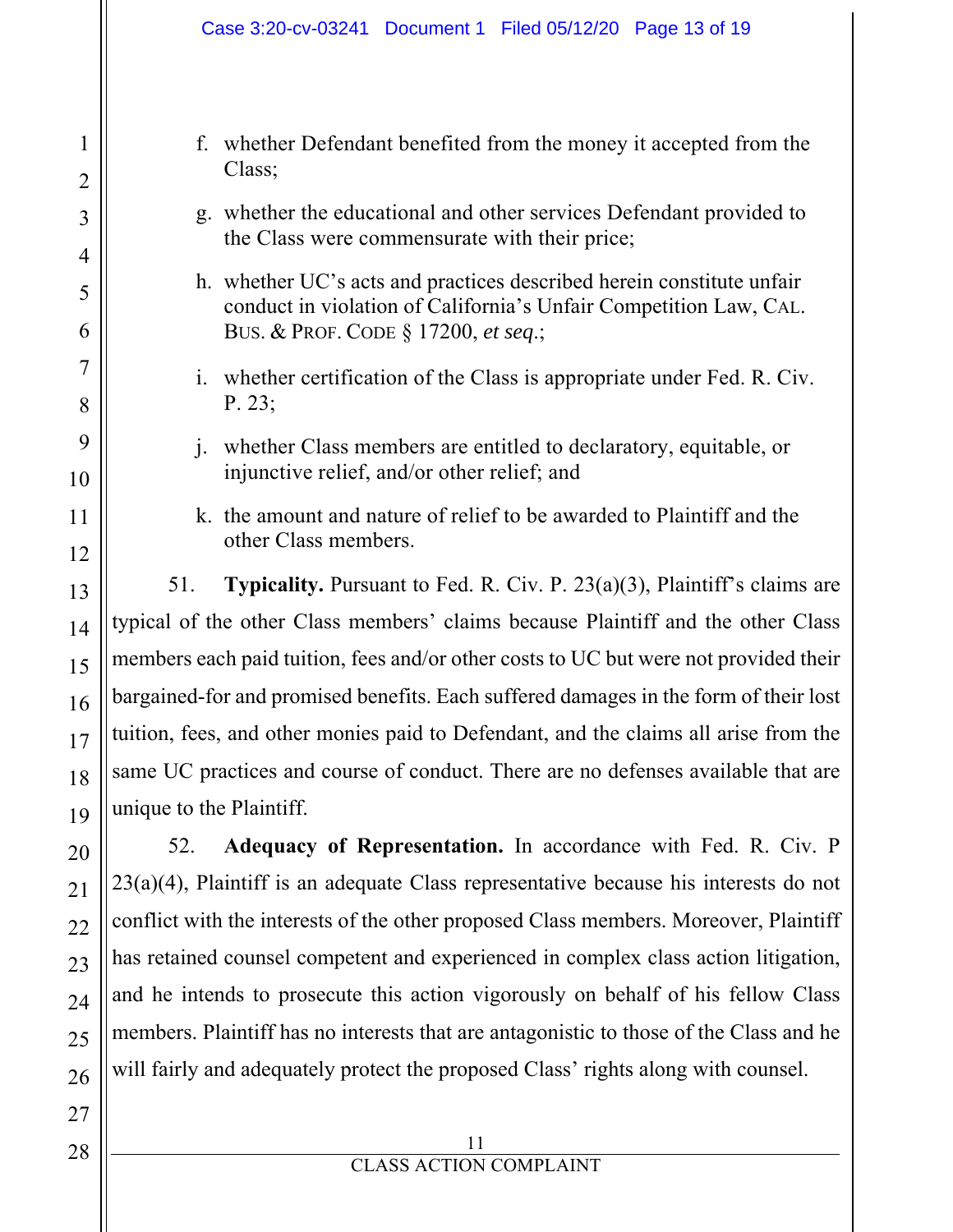f. whether Defendant benefited from the money it accepted from the Class;

g. whether the educational and other services Defendant provided to the Class were commensurate with their price;

h. whether UC's acts and practices described herein constitute unfair conduct in violation of California's Unfair Competition Law, CAL. BUS. & PROF. CODE § 17200, *et seq.*;

i. whether certification of the Class is appropriate under Fed. R. Civ. P. 23;

j. whether Class members are entitled to declaratory, equitable, or injunctive relief, and/or other relief; and

k. the amount and nature of relief to be awarded to Plaintiff and the other Class members.

51. **Typicality.** Pursuant to Fed. R. Civ. P. 23(a)(3), Plaintiff's claims are typical of the other Class members' claims because Plaintiff and the other Class members each paid tuition, fees and/or other costs to UC but were not provided their bargained-for and promised benefits. Each suffered damages in the form of their lost tuition, fees, and other monies paid to Defendant, and the claims all arise from the same UC practices and course of conduct. There are no defenses available that are unique to the Plaintiff.

52. **Adequacy of Representation.** In accordance with Fed. R. Civ. P 23(a)(4), Plaintiff is an adequate Class representative because his interests do not conflict with the interests of the other proposed Class members. Moreover, Plaintiff has retained counsel competent and experienced in complex class action litigation, and he intends to prosecute this action vigorously on behalf of his fellow Class members. Plaintiff has no interests that are antagonistic to those of the Class and he will fairly and adequately protect the proposed Class' rights along with counsel.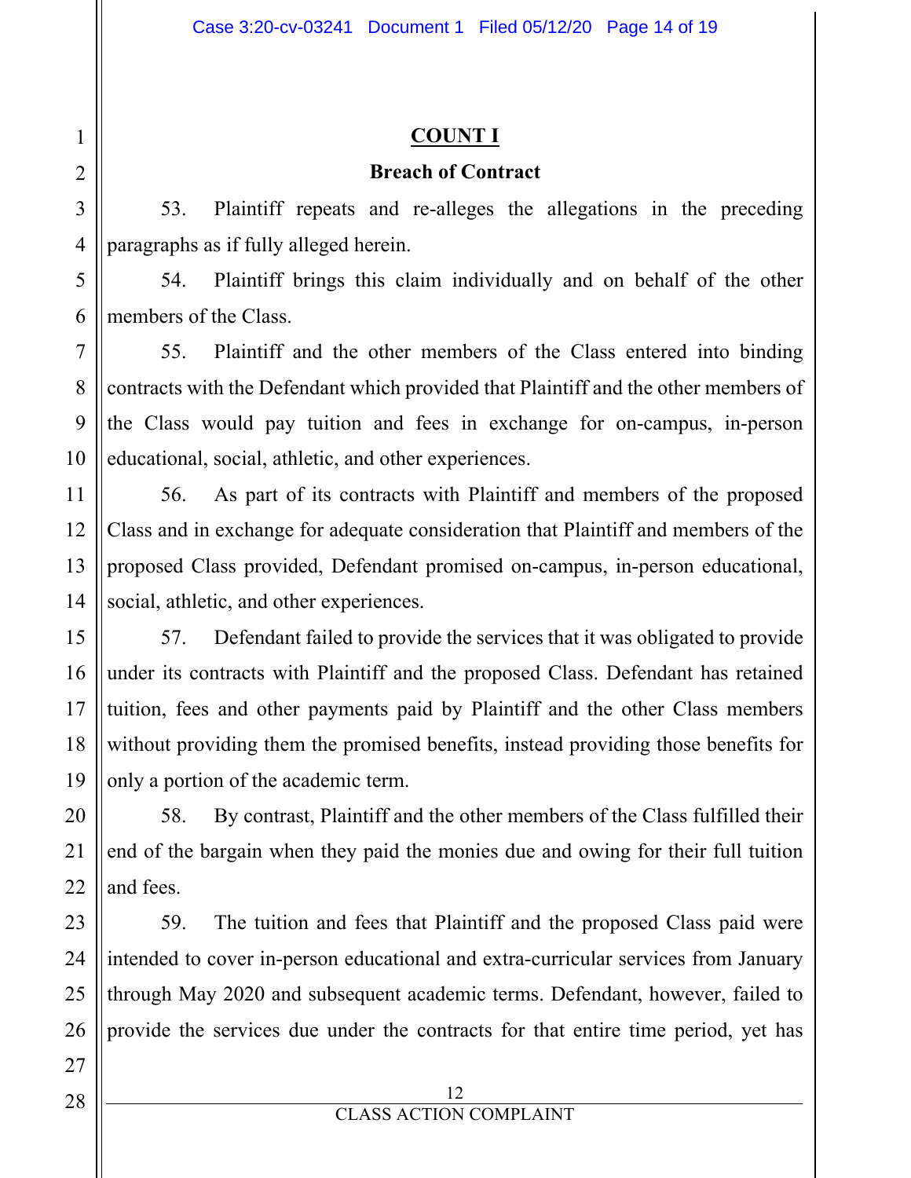## COUNT I

### Breach of Contract

53. Plaintiff repeats and re-alleges the allegations in the preceding paragraphs as if fully alleged herein.

54. Plaintiff brings this claim individually and on behalf of the other members of the Class.

55. Plaintiff and the other members of the Class entered into binding contracts with the Defendant which provided that Plaintiff and the other members of the Class would pay tuition and fees in exchange for on-campus, in-person educational, social, athletic, and other experiences.

56. As part of its contracts with Plaintiff and members of the proposed Class and in exchange for adequate consideration that Plaintiff and members of the proposed Class provided, Defendant promised on-campus, in-person educational, social, athletic, and other experiences.

57. Defendant failed to provide the services that it was obligated to provide under its contracts with Plaintiff and the proposed Class. Defendant has retained tuition, fees and other payments paid by Plaintiff and the other Class members without providing them the promised benefits, instead providing those benefits for only a portion of the academic term.

58. By contrast, Plaintiff and the other members of the Class fulfilled their end of the bargain when they paid the monies due and owing for their full tuition and fees.

59. The tuition and fees that Plaintiff and the proposed Class paid were intended to cover in-person educational and extra-curricular services from January through May 2020 and subsequent academic terms. Defendant, however, failed to provide the services due under the contracts for that entire time period, yet has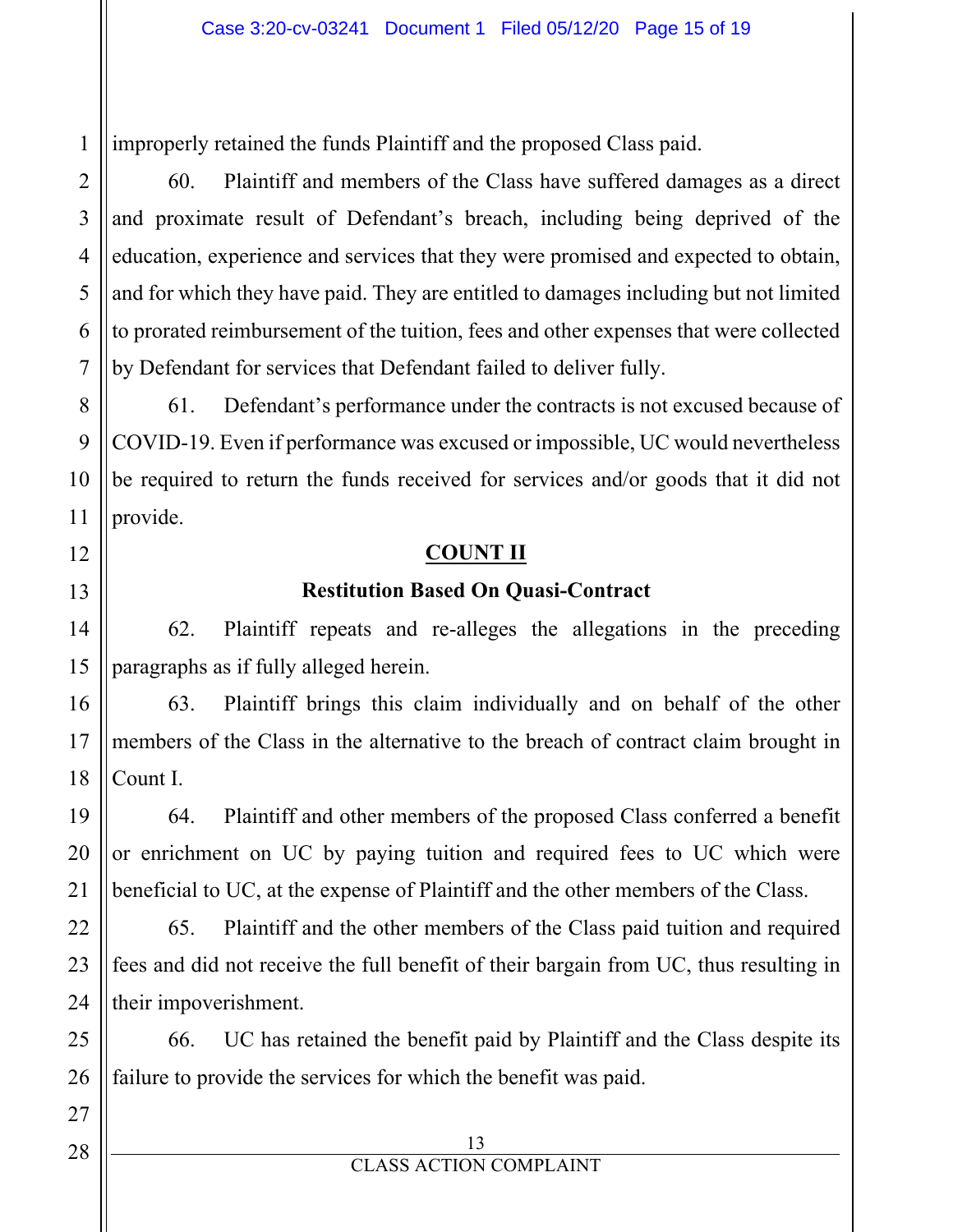improperly retained the funds Plaintiff and the proposed Class paid.

60. Plaintiff and members of the Class have suffered damages as a direct and proximate result of Defendant's breach, including being deprived of the education, experience and services that they were promised and expected to obtain, and for which they have paid. They are entitled to damages including but not limited to prorated reimbursement of the tuition, fees and other expenses that were collected by Defendant for services that Defendant failed to deliver fully.

61. Defendant's performance under the contracts is not excused because of COVID-19. Even if performance was excused or impossible, UC would nevertheless be required to return the funds received for services and/or goods that it did not provide.

**COUNT II**

**Restitution Based On Quasi-Contract**

62. Plaintiff repeats and re-alleges the allegations in the preceding paragraphs as if fully alleged herein.

63. Plaintiff brings this claim individually and on behalf of the other members of the Class in the alternative to the breach of contract claim brought in Count I.

64. Plaintiff and other members of the proposed Class conferred a benefit or enrichment on UC by paying tuition and required fees to UC which were beneficial to UC, at the expense of Plaintiff and the other members of the Class.

65. Plaintiff and the other members of the Class paid tuition and required fees and did not receive the full benefit of their bargain from UC, thus resulting in their impoverishment.

66. UC has retained the benefit paid by Plaintiff and the Class despite its failure to provide the services for which the benefit was paid.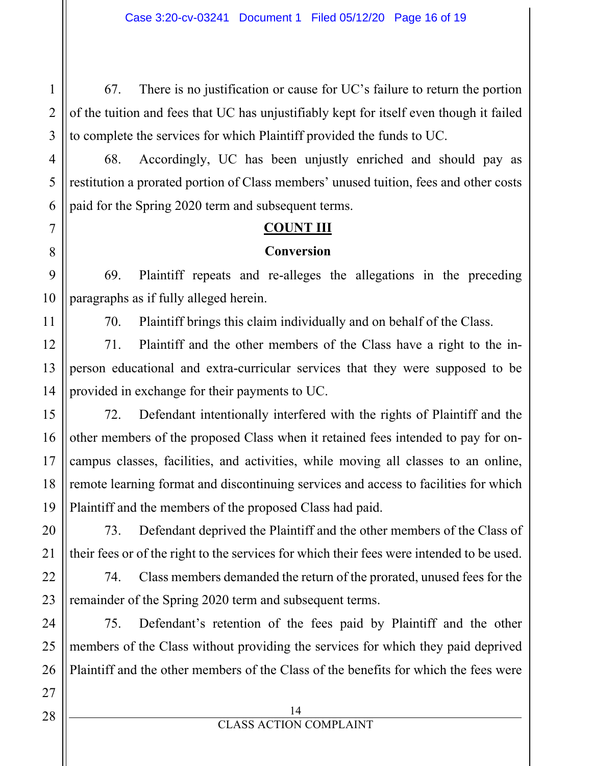67. There is no justification or cause for UC's failure to return the portion of the tuition and fees that UC has unjustifiably kept for itself even though it failed to complete the services for which Plaintiff provided the funds to UC.

68. Accordingly, UC has been unjustly enriched and should pay as restitution a prorated portion of Class members' unused tuition, fees and other costs paid for the Spring 2020 term and subsequent terms.

## COUNT III

### Conversion

69. Plaintiff repeats and re-alleges the allegations in the preceding paragraphs as if fully alleged herein.

70. Plaintiff brings this claim individually and on behalf of the Class.

71. Plaintiff and the other members of the Class have a right to the in-person educational and extra-curricular services that they were supposed to be provided in exchange for their payments to UC.

72. Defendant intentionally interfered with the rights of Plaintiff and the other members of the proposed Class when it retained fees intended to pay for on-campus classes, facilities, and activities, while moving all classes to an online, remote learning format and discontinuing services and access to facilities for which Plaintiff and the members of the proposed Class had paid.

73. Defendant deprived the Plaintiff and the other members of the Class of their fees or of the right to the services for which their fees were intended to be used.

74. Class members demanded the return of the prorated, unused fees for the remainder of the Spring 2020 term and subsequent terms.

75. Defendant's retention of the fees paid by Plaintiff and the other members of the Class without providing the services for which they paid deprived Plaintiff and the other members of the Class of the benefits for which the fees were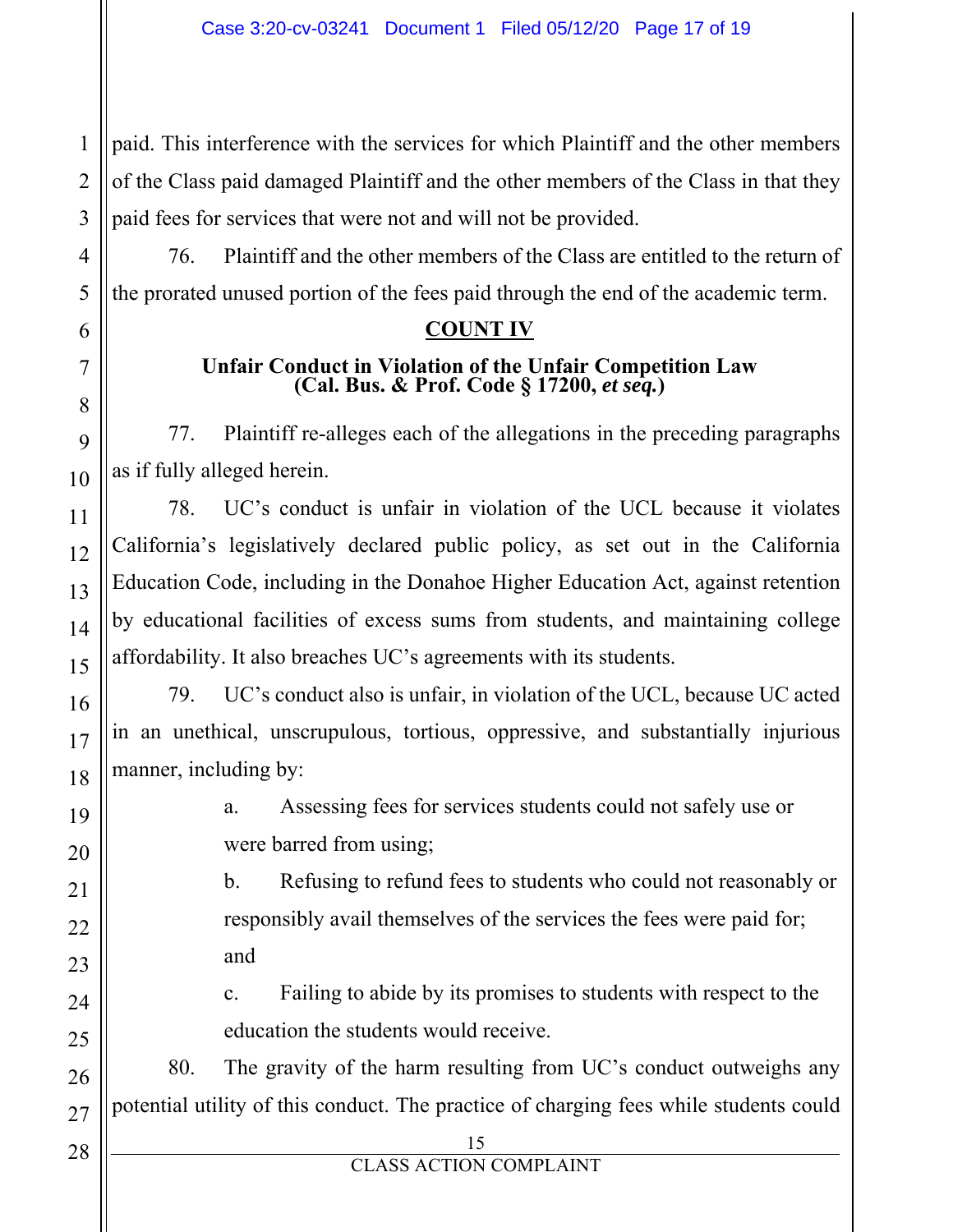paid. This interference with the services for which Plaintiff and the other members of the Class paid damaged Plaintiff and the other members of the Class in that they paid fees for services that were not and will not be provided.

76. Plaintiff and the other members of the Class are entitled to the return of the prorated unused portion of the fees paid through the end of the academic term.

## COUNT IV

### Unfair Conduct in Violation of the Unfair Competition Law (Cal. Bus. & Prof. Code § 17200, *et seq.*)

77. Plaintiff re-alleges each of the allegations in the preceding paragraphs as if fully alleged herein.

78. UC's conduct is unfair in violation of the UCL because it violates California's legislatively declared public policy, as set out in the California Education Code, including in the Donahoe Higher Education Act, against retention by educational facilities of excess sums from students, and maintaining college affordability. It also breaches UC's agreements with its students.

79. UC's conduct also is unfair, in violation of the UCL, because UC acted in an unethical, unscrupulous, tortious, oppressive, and substantially injurious manner, including by:

a. Assessing fees for services students could not safely use or were barred from using;

b. Refusing to refund fees to students who could not reasonably or responsibly avail themselves of the services the fees were paid for; and

c. Failing to abide by its promises to students with respect to the education the students would receive.

80. The gravity of the harm resulting from UC's conduct outweighs any potential utility of this conduct. The practice of charging fees while students could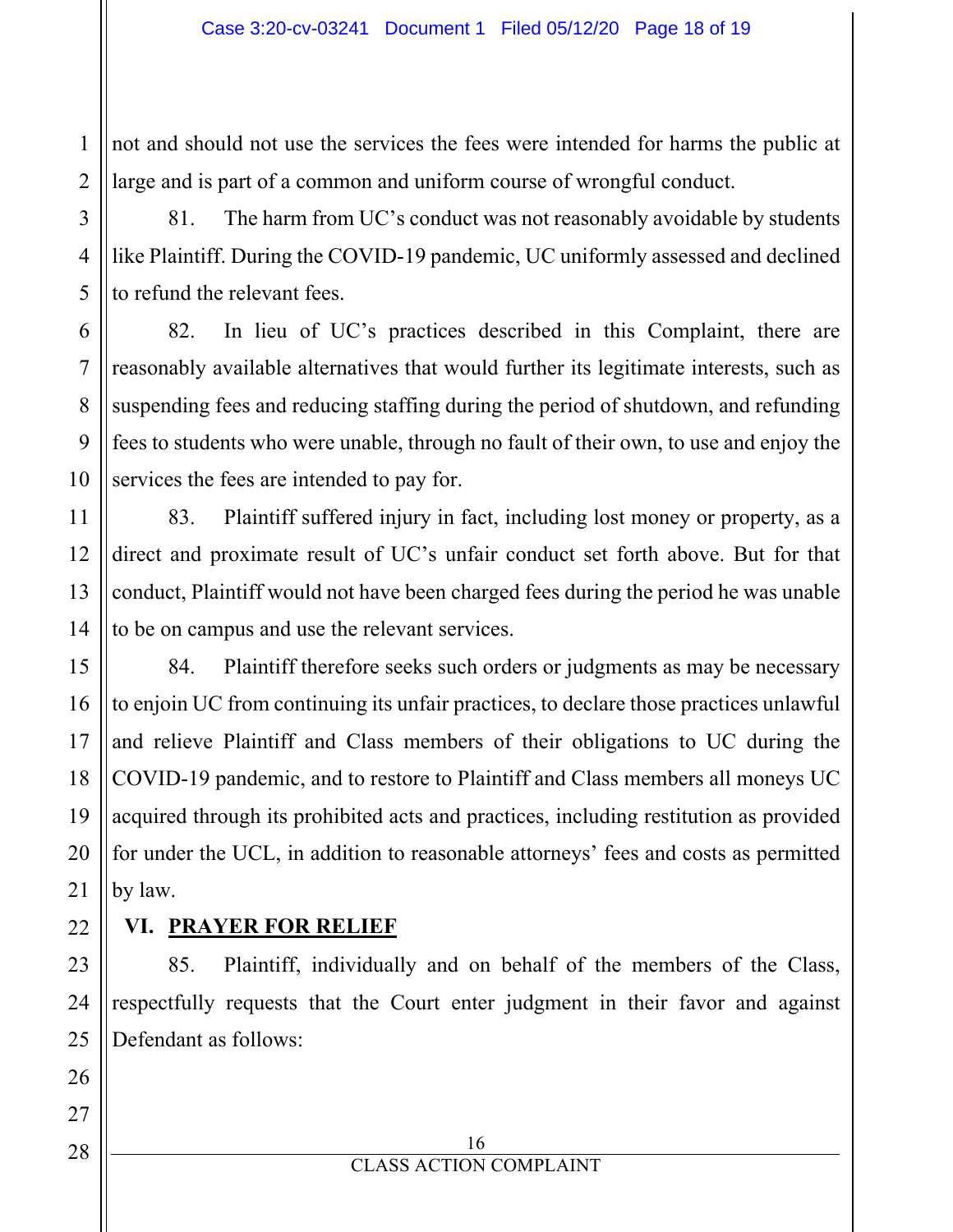not and should not use the services the fees were intended for harms the public at large and is part of a common and uniform course of wrongful conduct.

81. The harm from UC's conduct was not reasonably avoidable by students like Plaintiff. During the COVID-19 pandemic, UC uniformly assessed and declined to refund the relevant fees.

82. In lieu of UC's practices described in this Complaint, there are reasonably available alternatives that would further its legitimate interests, such as suspending fees and reducing staffing during the period of shutdown, and refunding fees to students who were unable, through no fault of their own, to use and enjoy the services the fees are intended to pay for.

83. Plaintiff suffered injury in fact, including lost money or property, as a direct and proximate result of UC's unfair conduct set forth above. But for that conduct, Plaintiff would not have been charged fees during the period he was unable to be on campus and use the relevant services.

84. Plaintiff therefore seeks such orders or judgments as may be necessary to enjoin UC from continuing its unfair practices, to declare those practices unlawful and relieve Plaintiff and Class members of their obligations to UC during the COVID-19 pandemic, and to restore to Plaintiff and Class members all moneys UC acquired through its prohibited acts and practices, including restitution as provided for under the UCL, in addition to reasonable attorneys' fees and costs as permitted by law.

## VI. PRAYER FOR RELIEF

85. Plaintiff, individually and on behalf of the members of the Class, respectfully requests that the Court enter judgment in their favor and against Defendant as follows: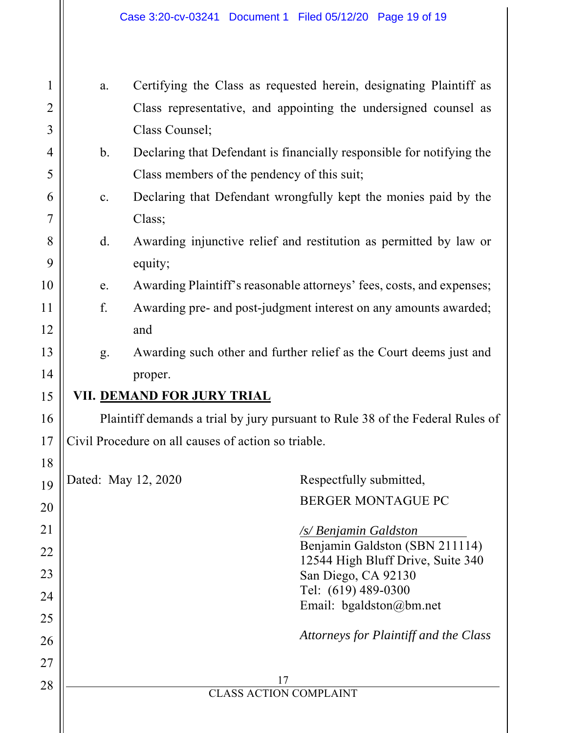a. Certifying the Class as requested herein, designating Plaintiff as Class representative, and appointing the undersigned counsel as Class Counsel;

b. Declaring that Defendant is financially responsible for notifying the Class members of the pendency of this suit;

c. Declaring that Defendant wrongfully kept the monies paid by the Class;

d. Awarding injunctive relief and restitution as permitted by law or equity;

e. Awarding Plaintiff's reasonable attorneys' fees, costs, and expenses;

f. Awarding pre- and post-judgment interest on any amounts awarded; and

g. Awarding such other and further relief as the Court deems just and proper.

## VII. DEMAND FOR JURY TRIAL

Plaintiff demands a trial by jury pursuant to Rule 38 of the Federal Rules of Civil Procedure on all causes of action so triable.

Dated: May 12, 2020

Respectfully submitted,

BERGER MONTAGUE PC

*/s/ Benjamin Galdston*
Benjamin Galdston (SBN 211114)
12544 High Bluff Drive, Suite 340
San Diego, CA 92130
Tel: (619) 489-0300
Email: bgaldston@bm.net

*Attorneys for Plaintiff and the Class*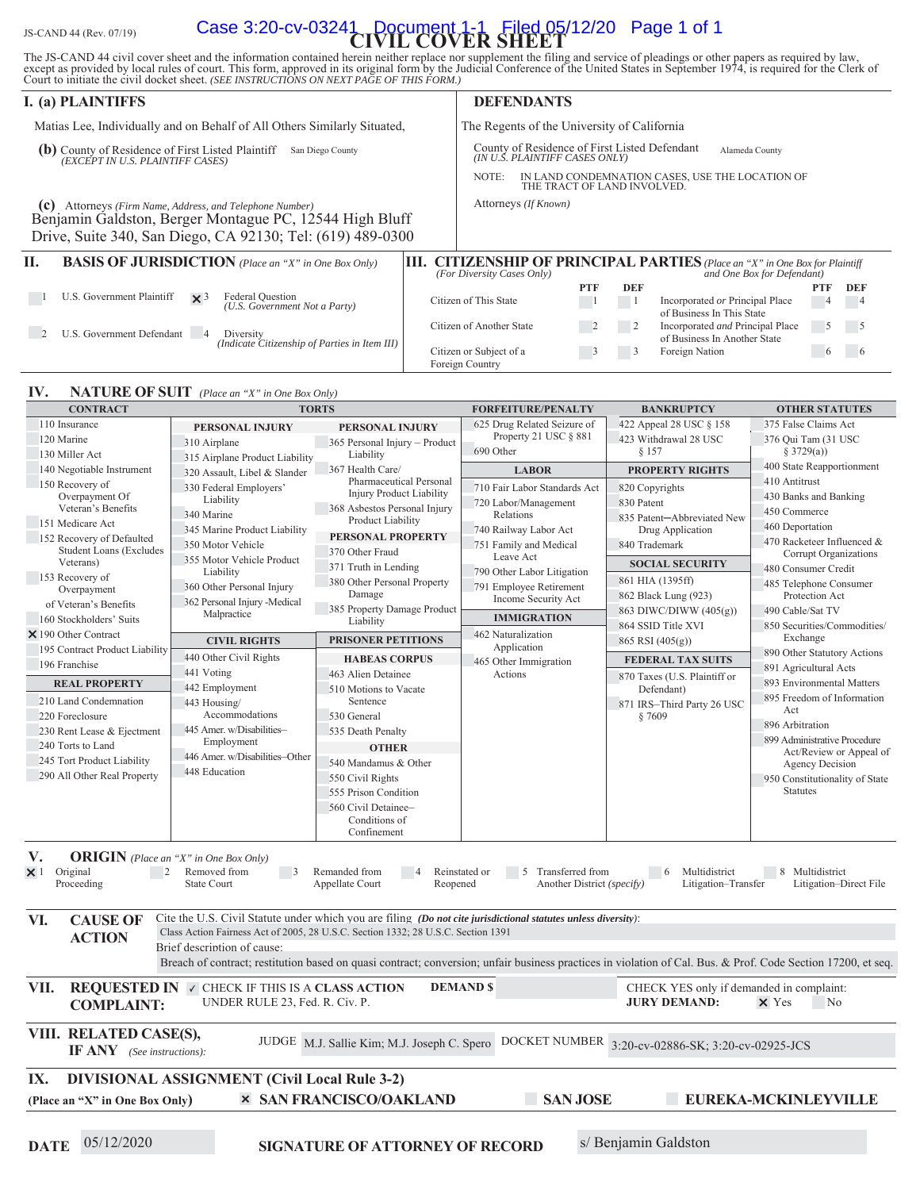JS-CAND 44 (Rev. 07/19)

# CIVIL COVER SHEET

The JS-CAND 44 civil cover sheet and the information contained herein neither replace nor supplement the filing and service of pleadings or other papers as required by law, except as provided by local rules of court. This form, approved in its original form by the Judicial Conference of the United States in September 1974, is required for the Clerk of Court to initiate the civil docket sheet. *(SEE INSTRUCTIONS ON NEXT PAGE OF THIS FORM.)*

## I. (a) PLAINTIFFS

Matias Lee, Individually and on Behalf of All Others Similarly Situated,

**(b)** County of Residence of First Listed Plaintiff: San Diego County
*(EXCEPT IN U.S. PLAINTIFF CASES)*

**(c)** Attorneys *(Firm Name, Address, and Telephone Number)*
Benjamin Galdston, Berger Montague PC, 12544 High Bluff Drive, Suite 340, San Diego, CA 92130; Tel: (619) 489-0300

## DEFENDANTS

The Regents of the University of California

County of Residence of First Listed Defendant: Alameda County
*(IN U.S. PLAINTIFF CASES ONLY)*

NOTE: IN LAND CONDEMNATION CASES, USE THE LOCATION OF THE TRACT OF LAND INVOLVED.

Attorneys *(If Known)*

## II. BASIS OF JURISDICTION *(Place an "X" in One Box Only)*

- 1 U.S. Government Plaintiff
- ☒ 3 Federal Question *(U.S. Government Not a Party)*
- 2 U.S. Government Defendant
- 4 Diversity *(Indicate Citizenship of Parties in Item III)*

## III. CITIZENSHIP OF PRINCIPAL PARTIES *(Place an "X" in One Box for Plaintiff and One Box for Defendant)* *(For Diversity Cases Only)*

| | PTF | DEF | | PTF | DEF |
|---|---|---|---|---|---|
| Citizen of This State | 1 | 1 | Incorporated *or* Principal Place of Business In This State | 4 | 4 |
| Citizen of Another State | 2 | 2 | Incorporated *and* Principal Place of Business In Another State | 5 | 5 |
| Citizen or Subject of a Foreign Country | 3 | 3 | Foreign Nation | 6 | 6 |

## IV. NATURE OF SUIT *(Place an "X" in One Box Only)*

**CONTRACT**
- 110 Insurance
- 120 Marine
- 130 Miller Act
- 140 Negotiable Instrument
- 150 Recovery of Overpayment Of Veteran's Benefits
- 151 Medicare Act
- 152 Recovery of Defaulted Student Loans (Excludes Veterans)
- 153 Recovery of Overpayment of Veteran's Benefits
- 160 Stockholders' Suits
- ☒ 190 Other Contract
- 195 Contract Product Liability
- 196 Franchise

**REAL PROPERTY**
- 210 Land Condemnation
- 220 Foreclosure
- 230 Rent Lease & Ejectment
- 240 Torts to Land
- 245 Tort Product Liability
- 290 All Other Real Property

**TORTS**

PERSONAL INJURY
- 310 Airplane
- 315 Airplane Product Liability
- 320 Assault, Libel & Slander
- 330 Federal Employers' Liability
- 340 Marine
- 345 Marine Product Liability
- 350 Motor Vehicle
- 355 Motor Vehicle Product Liability
- 360 Other Personal Injury
- 362 Personal Injury -Medical Malpractice

PERSONAL INJURY
- 365 Personal Injury – Product Liability
- 367 Health Care/ Pharmaceutical Personal Injury Product Liability
- 368 Asbestos Personal Injury Product Liability

PERSONAL PROPERTY
- 370 Other Fraud
- 371 Truth in Lending
- 380 Other Personal Property Damage
- 385 Property Damage Product Liability

**CIVIL RIGHTS**
- 440 Other Civil Rights
- 441 Voting
- 442 Employment
- 443 Housing/ Accommodations
- 445 Amer. w/Disabilities–Employment
- 446 Amer. w/Disabilities–Other
- 448 Education

**PRISONER PETITIONS**

HABEAS CORPUS
- 463 Alien Detainee
- 510 Motions to Vacate Sentence
- 530 General
- 535 Death Penalty

OTHER
- 540 Mandamus & Other
- 550 Civil Rights
- 555 Prison Condition
- 560 Civil Detainee– Conditions of Confinement

**FORFEITURE/PENALTY**
- 625 Drug Related Seizure of Property 21 USC § 881
- 690 Other

**LABOR**
- 710 Fair Labor Standards Act
- 720 Labor/Management Relations
- 740 Railway Labor Act
- 751 Family and Medical Leave Act
- 790 Other Labor Litigation
- 791 Employee Retirement Income Security Act

**IMMIGRATION**
- 462 Naturalization Application
- 465 Other Immigration Actions

**BANKRUPTCY**
- 422 Appeal 28 USC § 158
- 423 Withdrawal 28 USC § 157

**PROPERTY RIGHTS**
- 820 Copyrights
- 830 Patent
- 835 Patent—Abbreviated New Drug Application
- 840 Trademark

**SOCIAL SECURITY**
- 861 HIA (1395ff)
- 862 Black Lung (923)
- 863 DIWC/DIWW (405(g))
- 864 SSID Title XVI
- 865 RSI (405(g))

**FEDERAL TAX SUITS**
- 870 Taxes (U.S. Plaintiff or Defendant)
- 871 IRS–Third Party 26 USC § 7609

**OTHER STATUTES**
- 375 False Claims Act
- 376 Qui Tam (31 USC § 3729(a))
- 400 State Reapportionment
- 410 Antitrust
- 430 Banks and Banking
- 450 Commerce
- 460 Deportation
- 470 Racketeer Influenced & Corrupt Organizations
- 480 Consumer Credit
- 485 Telephone Consumer Protection Act
- 490 Cable/Sat TV
- 850 Securities/Commodities/ Exchange
- 890 Other Statutory Actions
- 891 Agricultural Acts
- 893 Environmental Matters
- 895 Freedom of Information Act
- 896 Arbitration
- 899 Administrative Procedure Act/Review or Appeal of Agency Decision
- 950 Constitutionality of State Statutes

## V. ORIGIN *(Place an "X" in One Box Only)*

- ☒ 1 Original Proceeding
- 2 Removed from State Court
- 3 Remanded from Appellate Court
- 4 Reinstated or Reopened
- 5 Transferred from Another District *(specify)*
- 6 Multidistrict Litigation–Transfer
- 8 Multidistrict Litigation–Direct File

## VI. CAUSE OF ACTION

Cite the U.S. Civil Statute under which you are filing *(Do not cite jurisdictional statutes unless diversity)*:
Class Action Fairness Act of 2005, 28 U.S.C. Section 1332; 28 U.S.C. Section 1391

Brief description of cause:
Breach of contract; restitution based on quasi contract; conversion; unfair business practices in violation of Cal. Bus. & Prof. Code Section 17200, et seq.

## VII. REQUESTED IN COMPLAINT:

✓ CHECK IF THIS IS A **CLASS ACTION** UNDER RULE 23, Fed. R. Civ. P.

**DEMAND $**

CHECK YES only if demanded in complaint:
**JURY DEMAND:** ☒ Yes No

## VIII. RELATED CASE(S), IF ANY *(See instructions)*:

JUDGE: M.J. Sallie Kim; M.J. Joseph C. Spero
DOCKET NUMBER: 3:20-cv-02886-SK; 3:20-cv-02925-JCS

## IX. DIVISIONAL ASSIGNMENT (Civil Local Rule 3-2)

(Place an "X" in One Box Only) ☒ **SAN FRANCISCO/OAKLAND** **SAN JOSE** **EUREKA-MCKINLEYVILLE**

**DATE** 05/12/2020

**SIGNATURE OF ATTORNEY OF RECORD** s/ Benjamin Galdston